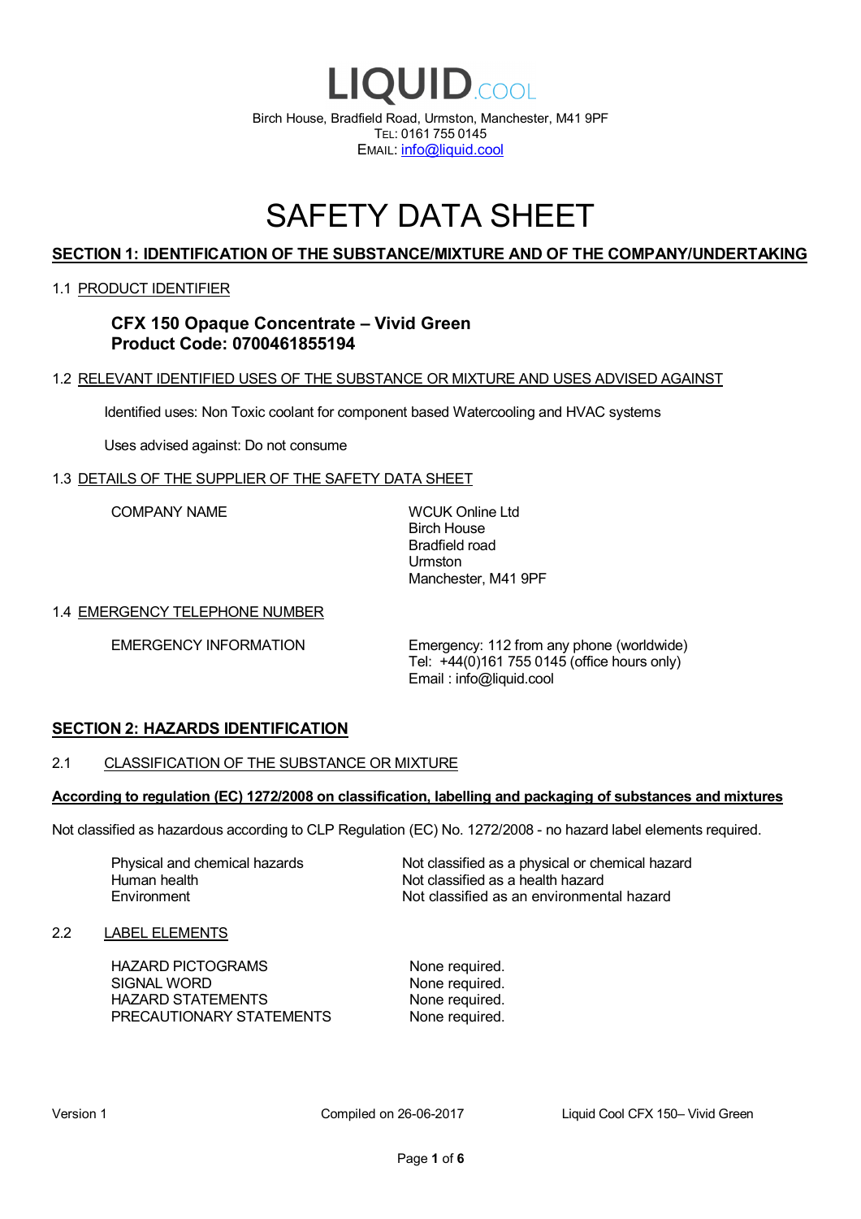# LIQUID.COOL

Birch House, Bradfield Road, Urmston, Manchester, M41 9PF
TEL: 0161 755 0145
EMAIL: info@liquid.cool

# SAFETY DATA SHEET

## SECTION 1: IDENTIFICATION OF THE SUBSTANCE/MIXTURE AND OF THE COMPANY/UNDERTAKING

### 1.1 PRODUCT IDENTIFIER

**CFX 150 Opaque Concentrate – Vivid Green**
**Product Code: 0700461855194**

### 1.2 RELEVANT IDENTIFIED USES OF THE SUBSTANCE OR MIXTURE AND USES ADVISED AGAINST

Identified uses: Non Toxic coolant for component based Watercooling and HVAC systems

Uses advised against: Do not consume

### 1.3 DETAILS OF THE SUPPLIER OF THE SAFETY DATA SHEET

| | |
|---|---|
| COMPANY NAME | WCUK Online Ltd<br>Birch House<br>Bradfield road<br>Urmston<br>Manchester, M41 9PF |

### 1.4 EMERGENCY TELEPHONE NUMBER

| | |
|---|---|
| EMERGENCY INFORMATION | Emergency: 112 from any phone (worldwide)<br>Tel: +44(0)161 755 0145 (office hours only)<br>Email : info@liquid.cool |

## SECTION 2: HAZARDS IDENTIFICATION

### 2.1 CLASSIFICATION OF THE SUBSTANCE OR MIXTURE

**According to regulation (EC) 1272/2008 on classification, labelling and packaging of substances and mixtures**

Not classified as hazardous according to CLP Regulation (EC) No. 1272/2008 - no hazard label elements required.

| | |
|---|---|
| Physical and chemical hazards | Not classified as a physical or chemical hazard |
| Human health | Not classified as a health hazard |
| Environment | Not classified as an environmental hazard |

### 2.2 LABEL ELEMENTS

| | |
|---|---|
| HAZARD PICTOGRAMS | None required. |
| SIGNAL WORD | None required. |
| HAZARD STATEMENTS | None required. |
| PRECAUTIONARY STATEMENTS | None required. |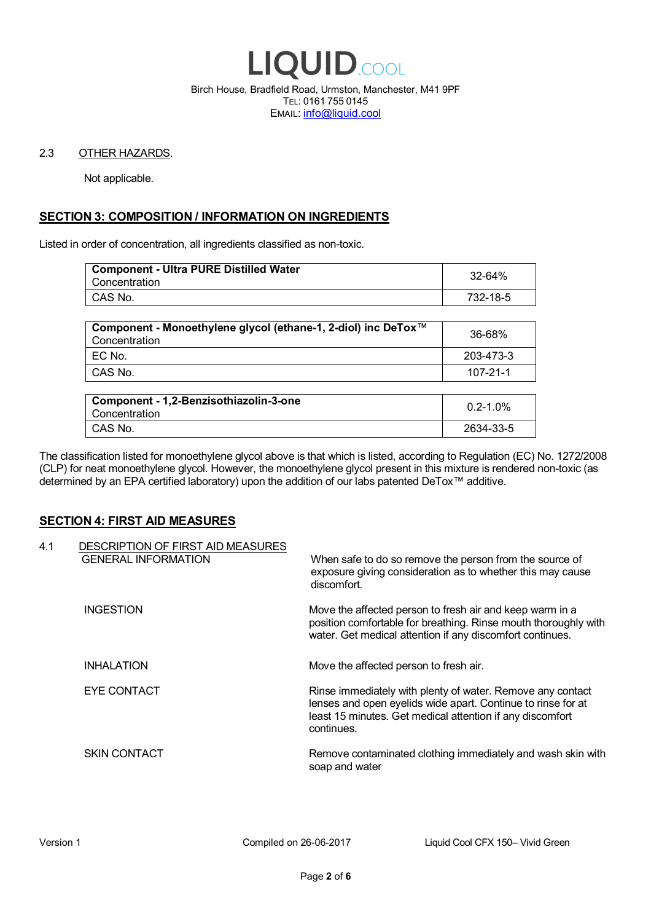2.3 OTHER HAZARDS.

Not applicable.

## SECTION 3: COMPOSITION / INFORMATION ON INGREDIENTS

Listed in order of concentration, all ingredients classified as non-toxic.

| **Component - Ultra PURE Distilled Water**<br>Concentration | 32-64% |
|---|---|
| CAS No. | 732-18-5 |

| **Component - Monoethylene glycol (ethane-1, 2-diol) inc DeTox™**<br>Concentration | 36-68% |
|---|---|
| EC No. | 203-473-3 |
| CAS No. | 107-21-1 |

| **Component - 1,2-Benzisothiazolin-3-one**<br>Concentration | 0.2-1.0% |
|---|---|
| CAS No. | 2634-33-5 |

The classification listed for monoethylene glycol above is that which is listed, according to Regulation (EC) No. 1272/2008 (CLP) for neat monoethylene glycol. However, the monoethylene glycol present in this mixture is rendered non-toxic (as determined by an EPA certified laboratory) upon the addition of our labs patented DeTox™ additive.

## SECTION 4: FIRST AID MEASURES

4.1 DESCRIPTION OF FIRST AID MEASURES

| | |
|---|---|
| GENERAL INFORMATION | When safe to do so remove the person from the source of exposure giving consideration as to whether this may cause discomfort. |
| INGESTION | Move the affected person to fresh air and keep warm in a position comfortable for breathing. Rinse mouth thoroughly with water. Get medical attention if any discomfort continues. |
| INHALATION | Move the affected person to fresh air. |
| EYE CONTACT | Rinse immediately with plenty of water. Remove any contact lenses and open eyelids wide apart. Continue to rinse for at least 15 minutes. Get medical attention if any discomfort continues. |
| SKIN CONTACT | Remove contaminated clothing immediately and wash skin with soap and water |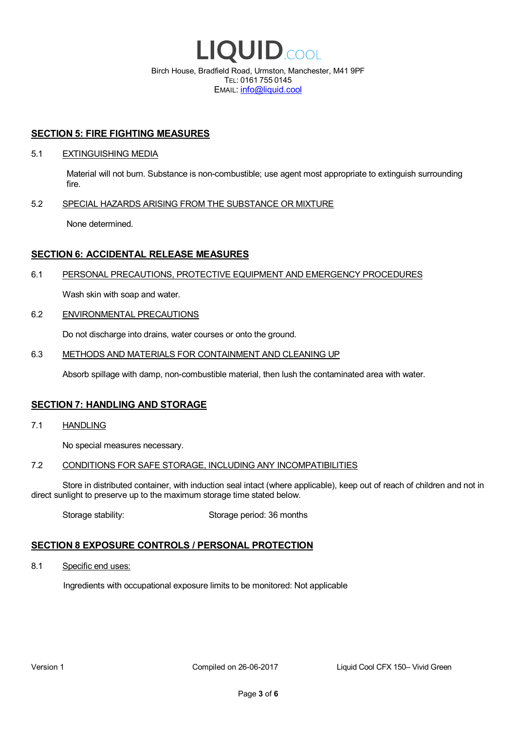## SECTION 5: FIRE FIGHTING MEASURES

### 5.1 EXTINGUISHING MEDIA

Material will not burn. Substance is non-combustible; use agent most appropriate to extinguish surrounding fire.

### 5.2 SPECIAL HAZARDS ARISING FROM THE SUBSTANCE OR MIXTURE

None determined.

## SECTION 6: ACCIDENTAL RELEASE MEASURES

### 6.1 PERSONAL PRECAUTIONS, PROTECTIVE EQUIPMENT AND EMERGENCY PROCEDURES

Wash skin with soap and water.

### 6.2 ENVIRONMENTAL PRECAUTIONS

Do not discharge into drains, water courses or onto the ground.

### 6.3 METHODS AND MATERIALS FOR CONTAINMENT AND CLEANING UP

Absorb spillage with damp, non-combustible material, then lush the contaminated area with water.

## SECTION 7: HANDLING AND STORAGE

### 7.1 HANDLING

No special measures necessary.

### 7.2 CONDITIONS FOR SAFE STORAGE, INCLUDING ANY INCOMPATIBILITIES

Store in distributed container, with induction seal intact (where applicable), keep out of reach of children and not in direct sunlight to preserve up to the maximum storage time stated below.

Storage stability: Storage period: 36 months

## SECTION 8 EXPOSURE CONTROLS / PERSONAL PROTECTION

### 8.1 Specific end uses:

Ingredients with occupational exposure limits to be monitored: Not applicable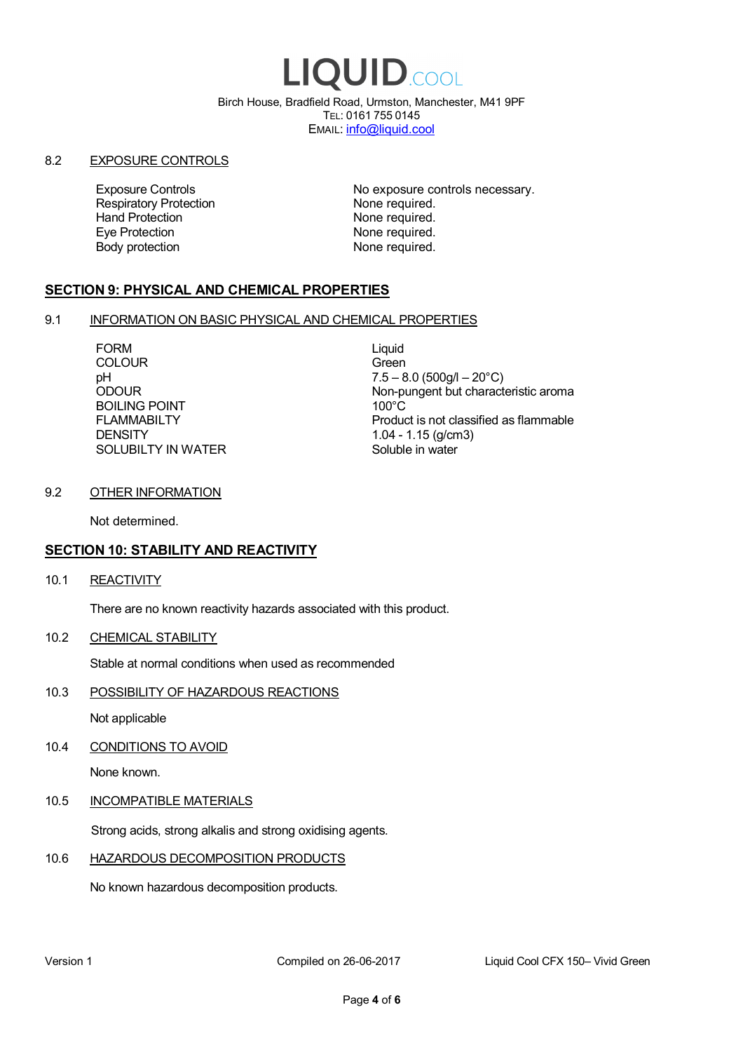8.2 EXPOSURE CONTROLS

| | |
|---|---|
| Exposure Controls | No exposure controls necessary. |
| Respiratory Protection | None required. |
| Hand Protection | None required. |
| Eye Protection | None required. |
| Body protection | None required. |

## SECTION 9: PHYSICAL AND CHEMICAL PROPERTIES

9.1 INFORMATION ON BASIC PHYSICAL AND CHEMICAL PROPERTIES

| | |
|---|---|
| FORM | Liquid |
| COLOUR | Green |
| pH | 7.5 – 8.0 (500g/l – 20°C) |
| ODOUR | Non-pungent but characteristic aroma |
| BOILING POINT | 100°C |
| FLAMMABILTY | Product is not classified as flammable |
| DENSITY | 1.04 - 1.15 (g/cm3) |
| SOLUBILTY IN WATER | Soluble in water |

9.2 OTHER INFORMATION

Not determined.

## SECTION 10: STABILITY AND REACTIVITY

10.1 REACTIVITY

There are no known reactivity hazards associated with this product.

10.2 CHEMICAL STABILITY

Stable at normal conditions when used as recommended

10.3 POSSIBILITY OF HAZARDOUS REACTIONS

Not applicable

10.4 CONDITIONS TO AVOID

None known.

10.5 INCOMPATIBLE MATERIALS

Strong acids, strong alkalis and strong oxidising agents.

10.6 HAZARDOUS DECOMPOSITION PRODUCTS

No known hazardous decomposition products.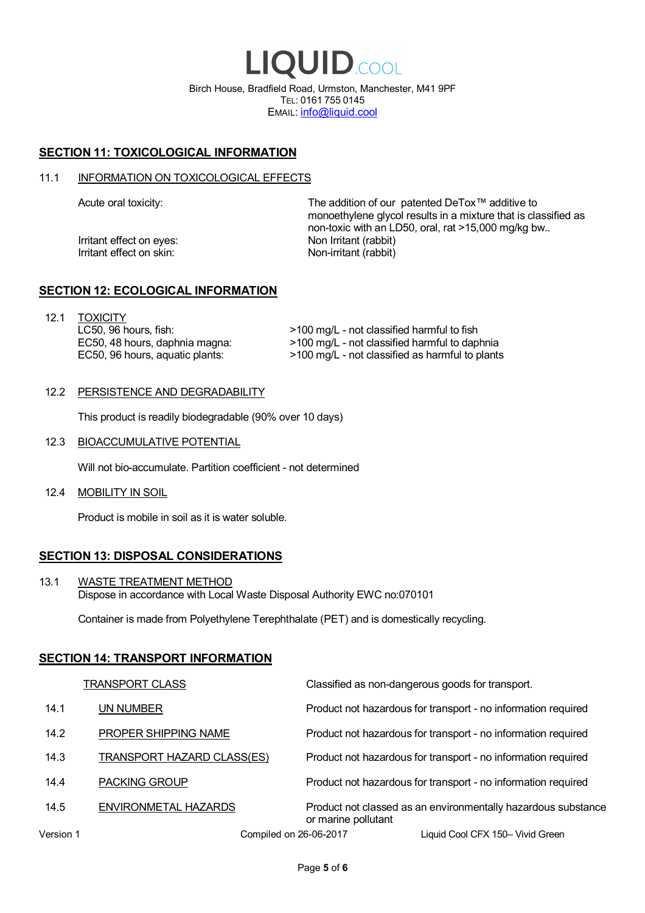LIQUID.COOL

Birch House, Bradfield Road, Urmston, Manchester, M41 9PF
TEL: 0161 755 0145
EMAIL: info@liquid.cool

## SECTION 11: TOXICOLOGICAL INFORMATION

### 11.1 INFORMATION ON TOXICOLOGICAL EFFECTS

| | |
|---|---|
| Acute oral toxicity: | The addition of our patented DeTox™ additive to monoethylene glycol results in a mixture that is classified as non-toxic with an LD50, oral, rat >15,000 mg/kg bw.. |
| Irritant effect on eyes: | Non Irritant (rabbit) |
| Irritant effect on skin: | Non-irritant (rabbit) |

## SECTION 12: ECOLOGICAL INFORMATION

### 12.1 TOXICITY

| | |
|---|---|
| LC50, 96 hours, fish: | >100 mg/L - not classified harmful to fish |
| EC50, 48 hours, daphnia magna: | >100 mg/L - not classified harmful to daphnia |
| EC50, 96 hours, aquatic plants: | >100 mg/L - not classified as harmful to plants |

### 12.2 PERSISTENCE AND DEGRADABILITY

This product is readily biodegradable (90% over 10 days)

### 12.3 BIOACCUMULATIVE POTENTIAL

Will not bio-accumulate. Partition coefficient - not determined

### 12.4 MOBILITY IN SOIL

Product is mobile in soil as it is water soluble.

## SECTION 13: DISPOSAL CONSIDERATIONS

### 13.1 WASTE TREATMENT METHOD

Dispose in accordance with Local Waste Disposal Authority EWC no:070101

Container is made from Polyethylene Terephthalate (PET) and is domestically recycling.

## SECTION 14: TRANSPORT INFORMATION

| | | |
|---|---|---|
| | TRANSPORT CLASS | Classified as non-dangerous goods for transport. |
| 14.1 | UN NUMBER | Product not hazardous for transport - no information required |
| 14.2 | PROPER SHIPPING NAME | Product not hazardous for transport - no information required |
| 14.3 | TRANSPORT HAZARD CLASS(ES) | Product not hazardous for transport - no information required |
| 14.4 | PACKING GROUP | Product not hazardous for transport - no information required |
| 14.5 | ENVIRONMETAL HAZARDS | Product not classed as an environmentally hazardous substance or marine pollutant |

Version 1 | Compiled on 26-06-2017 | Liquid Cool CFX 150– Vivid Green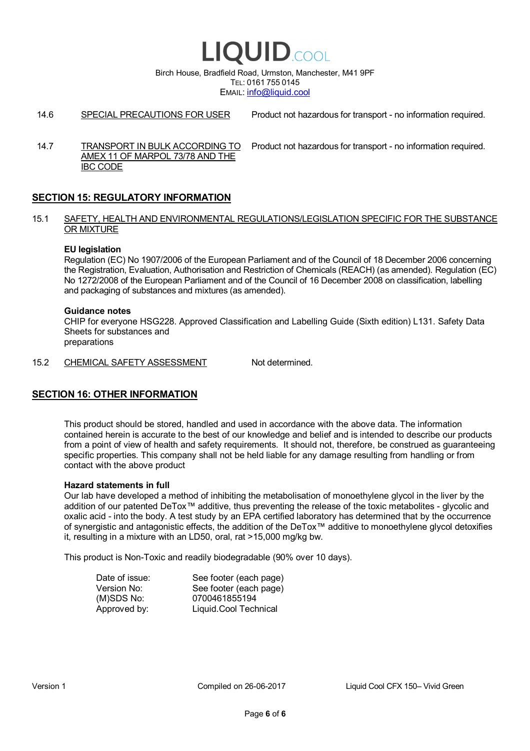**LIQUID**.COOL

Birch House, Bradfield Road, Urmston, Manchester, M41 9PF
TEL: 0161 755 0145
EMAIL: info@liquid.cool

| | | |
|---|---|---|
| 14.6 | SPECIAL PRECAUTIONS FOR USER | Product not hazardous for transport - no information required. |
| 14.7 | TRANSPORT IN BULK ACCORDING TO AMEX 11 OF MARPOL 73/78 AND THE IBC CODE | Product not hazardous for transport - no information required. |

## SECTION 15: REGULATORY INFORMATION

15.1 SAFETY, HEALTH AND ENVIRONMENTAL REGULATIONS/LEGISLATION SPECIFIC FOR THE SUBSTANCE OR MIXTURE

**EU legislation**
Regulation (EC) No 1907/2006 of the European Parliament and of the Council of 18 December 2006 concerning the Registration, Evaluation, Authorisation and Restriction of Chemicals (REACH) (as amended). Regulation (EC) No 1272/2008 of the European Parliament and of the Council of 16 December 2008 on classification, labelling and packaging of substances and mixtures (as amended).

**Guidance notes**
CHIP for everyone HSG228. Approved Classification and Labelling Guide (Sixth edition) L131. Safety Data Sheets for substances and preparations

15.2 CHEMICAL SAFETY ASSESSMENT — Not determined.

## SECTION 16: OTHER INFORMATION

This product should be stored, handled and used in accordance with the above data. The information contained herein is accurate to the best of our knowledge and belief and is intended to describe our products from a point of view of health and safety requirements. It should not, therefore, be construed as guaranteeing specific properties. This company shall not be held liable for any damage resulting from handling or from contact with the above product

**Hazard statements in full**
Our lab have developed a method of inhibiting the metabolisation of monoethylene glycol in the liver by the addition of our patented DeTox™ additive, thus preventing the release of the toxic metabolites - glycolic and oxalic acid - into the body. A test study by an EPA certified laboratory has determined that by the occurrence of synergistic and antagonistic effects, the addition of the DeTox™ additive to monoethylene glycol detoxifies it, resulting in a mixture with an LD50, oral, rat >15,000 mg/kg bw.

This product is Non-Toxic and readily biodegradable (90% over 10 days).

| | |
|---|---|
| Date of issue: | See footer (each page) |
| Version No: | See footer (each page) |
| (M)SDS No: | 0700461855194 |
| Approved by: | Liquid.Cool Technical |

Version 1 — Compiled on 26-06-2017 — Liquid Cool CFX 150– Vivid Green